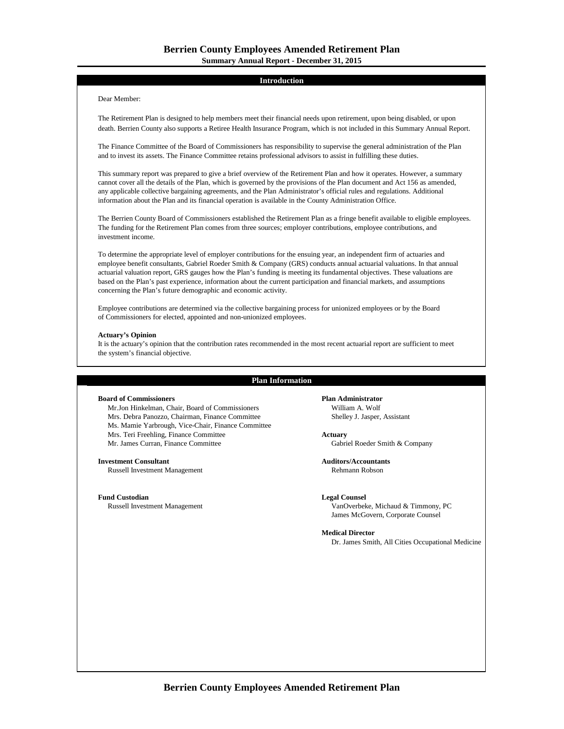# Berrien County Employees Amended Retirement Plan

**Summary Annual Report - December 31, 2015**

## Introduction

Dear Member:

The Retirement Plan is designed to help members meet their financial needs upon retirement, upon being disabled, or upon death. Berrien County also supports a Retiree Health Insurance Program, which is not included in this Summary Annual Report.

The Finance Committee of the Board of Commissioners has responsibility to supervise the general administration of the Plan and to invest its assets. The Finance Committee retains professional advisors to assist in fulfilling these duties.

This summary report was prepared to give a brief overview of the Retirement Plan and how it operates. However, a summary cannot cover all the details of the Plan, which is governed by the provisions of the Plan document and Act 156 as amended, any applicable collective bargaining agreements, and the Plan Administrator's official rules and regulations. Additional information about the Plan and its financial operation is available in the County Administration Office.

The Berrien County Board of Commissioners established the Retirement Plan as a fringe benefit available to eligible employees. The funding for the Retirement Plan comes from three sources; employer contributions, employee contributions, and investment income.

To determine the appropriate level of employer contributions for the ensuing year, an independent firm of actuaries and employee benefit consultants, Gabriel Roeder Smith & Company (GRS) conducts annual actuarial valuations. In that annual actuarial valuation report, GRS gauges how the Plan's funding is meeting its fundamental objectives. These valuations are based on the Plan's past experience, information about the current participation and financial markets, and assumptions concerning the Plan's future demographic and economic activity.

Employee contributions are determined via the collective bargaining process for unionized employees or by the Board of Commissioners for elected, appointed and non-unionized employees.

**Actuary's Opinion**

It is the actuary's opinion that the contribution rates recommended in the most recent actuarial report are sufficient to meet the system's financial objective.

## Plan Information

**Board of Commissioners**

Mr.Jon Hinkelman, Chair, Board of Commissioners
Mrs. Debra Panozzo, Chairman, Finance Committee
Ms. Mamie Yarbrough, Vice-Chair, Finance Committee
Mrs. Teri Freehling, Finance Committee
Mr. James Curran, Finance Committee

**Investment Consultant**

Russell Investment Management

**Fund Custodian**

Russell Investment Management

**Plan Administrator**

William A. Wolf
Shelley J. Jasper, Assistant

**Actuary**

Gabriel Roeder Smith & Company

**Auditors/Accountants**

Rehmann Robson

**Legal Counsel**

VanOverbeke, Michaud & Timmony, PC
James McGovern, Corporate Counsel

**Medical Director**

Dr. James Smith, All Cities Occupational Medicine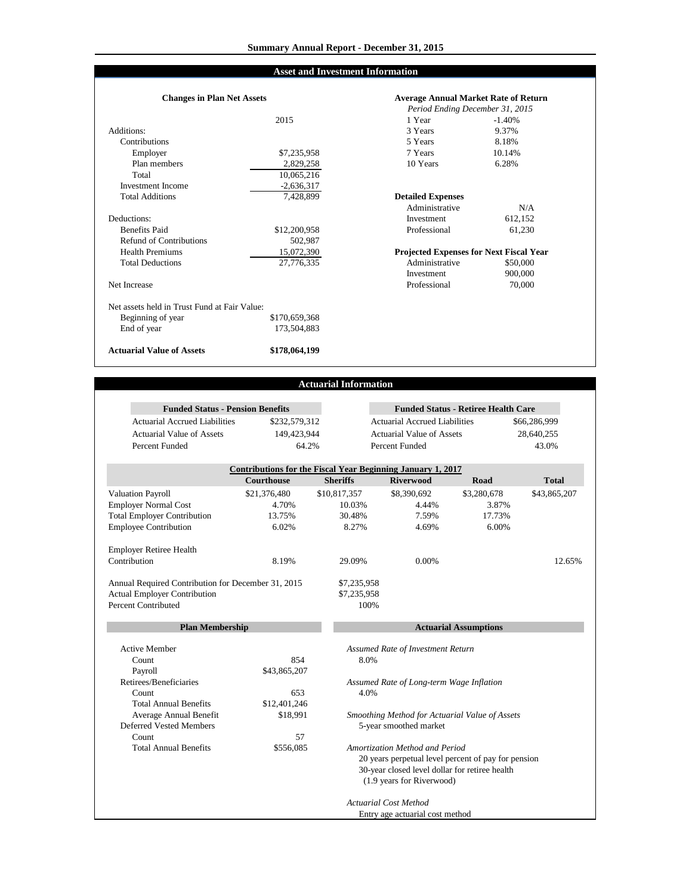# Summary Annual Report - December 31, 2015

## Asset and Investment Information

### Changes in Plan Net Assets

| | 2015 |
|---|---|
| Additions: | |
| Contributions | |
| Employer | $7,235,958 |
| Plan members | 2,829,258 |
| Total | 10,065,216 |
| Investment Income | -2,636,317 |
| Total Additions | 7,428,899 |
| Deductions: | |
| Benefits Paid | $12,200,958 |
| Refund of Contributions | 502,987 |
| Health Premiums | 15,072,390 |
| Total Deductions | 27,776,335 |
| Net Increase | |
| Net assets held in Trust Fund at Fair Value: | |
| Beginning of year | $170,659,368 |
| End of year | 173,504,883 |
| **Actuarial Value of Assets** | **$178,064,199** |

### Average Annual Market Rate of Return

*Period Ending December 31, 2015*

| | |
|---|---|
| 1 Year | -1.40% |
| 3 Years | 9.37% |
| 5 Years | 8.18% |
| 7 Years | 10.14% |
| 10 Years | 6.28% |

### Detailed Expenses

| | |
|---|---|
| Administrative | N/A |
| Investment | 612,152 |
| Professional | 61,230 |

### Projected Expenses for Next Fiscal Year

| | |
|---|---|
| Administrative | $50,000 |
| Investment | 900,000 |
| Professional | 70,000 |

## Actuarial Information

| Funded Status - Pension Benefits | |
|---|---|
| Actuarial Accrued Liabilities | $232,579,312 |
| Actuarial Value of Assets | 149,423,944 |
| Percent Funded | 64.2% |

| Funded Status - Retiree Health Care | |
|---|---|
| Actuarial Accrued Liabilities | $66,286,999 |
| Actuarial Value of Assets | 28,640,255 |
| Percent Funded | 43.0% |

| Contributions for the Fiscal Year Beginning January 1, 2017 | Courthouse | Sheriffs | Riverwood | Road | Total |
|---|---|---|---|---|---|
| Valuation Payroll | $21,376,480 | $10,817,357 | $8,390,692 | $3,280,678 | $43,865,207 |
| Employer Normal Cost | 4.70% | 10.03% | 4.44% | 3.87% | |
| Total Employer Contribution | 13.75% | 30.48% | 7.59% | 17.73% | |
| Employee Contribution | 6.02% | 8.27% | 4.69% | 6.00% | |
| Employer Retiree Health Contribution | 8.19% | 29.09% | 0.00% | | 12.65% |

| | |
|---|---|
| Annual Required Contribution for December 31, 2015 | $7,235,958 |
| Actual Employer Contribution | $7,235,958 |
| Percent Contributed | 100% |

### Plan Membership

| | |
|---|---|
| Active Member | |
| Count | 854 |
| Payroll | $43,865,207 |
| Retirees/Beneficiaries | |
| Count | 653 |
| Total Annual Benefits | $12,401,246 |
| Average Annual Benefit | $18,991 |
| Deferred Vested Members | |
| Count | 57 |
| Total Annual Benefits | $556,085 |

### Actuarial Assumptions

*Assumed Rate of Investment Return*
8.0%

*Assumed Rate of Long-term Wage Inflation*
4.0%

*Smoothing Method for Actuarial Value of Assets*
5-year smoothed market

*Amortization Method and Period*
20 years perpetual level percent of pay for pension
30-year closed level dollar for retiree health
(1.9 years for Riverwood)

*Actuarial Cost Method*
Entry age actuarial cost method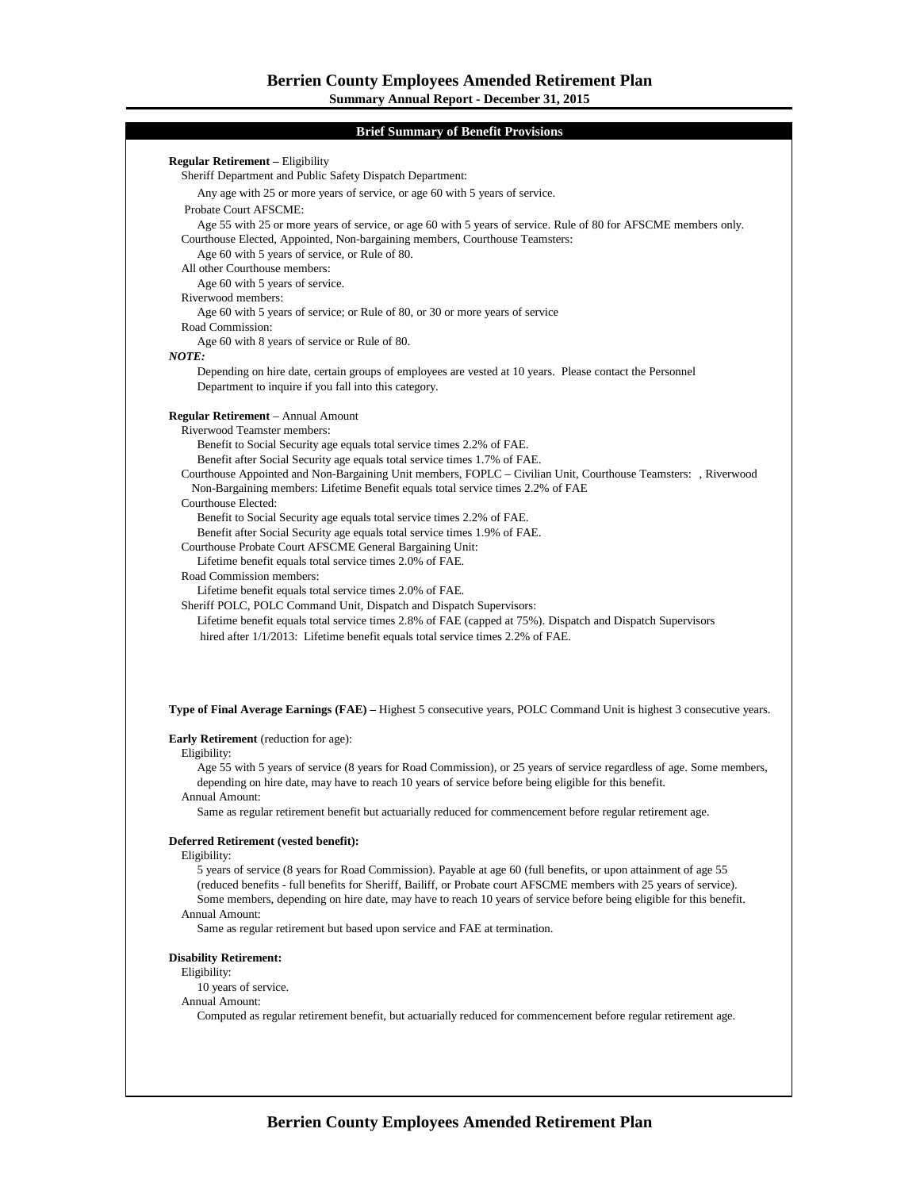# Berrien County Employees Amended Retirement Plan

**Summary Annual Report - December 31, 2015**

## Brief Summary of Benefit Provisions

**Regular Retirement –** Eligibility

Sheriff Department and Public Safety Dispatch Department:

Any age with 25 or more years of service, or age 60 with 5 years of service.

Probate Court AFSCME:

Age 55 with 25 or more years of service, or age 60 with 5 years of service. Rule of 80 for AFSCME members only.

Courthouse Elected, Appointed, Non-bargaining members, Courthouse Teamsters:

Age 60 with 5 years of service, or Rule of 80.

All other Courthouse members:

Age 60 with 5 years of service.

Riverwood members:

Age 60 with 5 years of service; or Rule of 80, or 30 or more years of service

Road Commission:

Age 60 with 8 years of service or Rule of 80.

***NOTE:***

Depending on hire date, certain groups of employees are vested at 10 years. Please contact the Personnel Department to inquire if you fall into this category.

**Regular Retirement** – Annual Amount

Riverwood Teamster members:

Benefit to Social Security age equals total service times 2.2% of FAE.

Benefit after Social Security age equals total service times 1.7% of FAE.

Courthouse Appointed and Non-Bargaining Unit members, FOPLC – Civilian Unit, Courthouse Teamsters: , Riverwood Non-Bargaining members: Lifetime Benefit equals total service times 2.2% of FAE

Courthouse Elected:

Benefit to Social Security age equals total service times 2.2% of FAE.

Benefit after Social Security age equals total service times 1.9% of FAE.

Courthouse Probate Court AFSCME General Bargaining Unit:

Lifetime benefit equals total service times 2.0% of FAE.

Road Commission members:

Lifetime benefit equals total service times 2.0% of FAE.

Sheriff POLC, POLC Command Unit, Dispatch and Dispatch Supervisors:

Lifetime benefit equals total service times 2.8% of FAE (capped at 75%). Dispatch and Dispatch Supervisors hired after 1/1/2013: Lifetime benefit equals total service times 2.2% of FAE.

**Type of Final Average Earnings (FAE) –** Highest 5 consecutive years, POLC Command Unit is highest 3 consecutive years.

**Early Retirement** (reduction for age):

Eligibility:

Age 55 with 5 years of service (8 years for Road Commission), or 25 years of service regardless of age. Some members, depending on hire date, may have to reach 10 years of service before being eligible for this benefit.

Annual Amount:

Same as regular retirement benefit but actuarially reduced for commencement before regular retirement age.

**Deferred Retirement (vested benefit):**

Eligibility:

5 years of service (8 years for Road Commission). Payable at age 60 (full benefits, or upon attainment of age 55 (reduced benefits - full benefits for Sheriff, Bailiff, or Probate court AFSCME members with 25 years of service). Some members, depending on hire date, may have to reach 10 years of service before being eligible for this benefit.

Annual Amount:

Same as regular retirement but based upon service and FAE at termination.

**Disability Retirement:**

Eligibility:

10 years of service.

Annual Amount:

Computed as regular retirement benefit, but actuarially reduced for commencement before regular retirement age.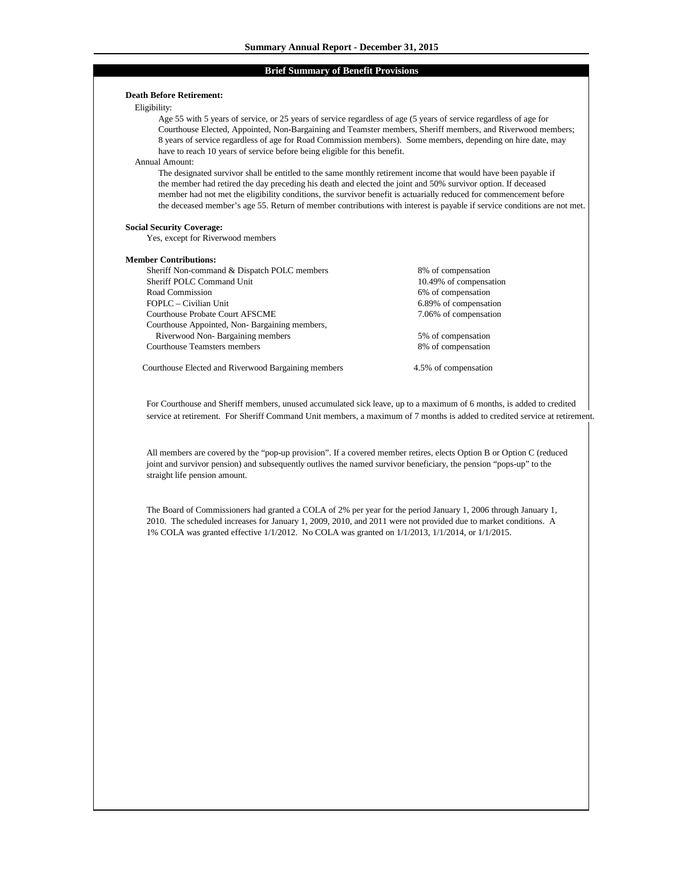## Brief Summary of Benefit Provisions

**Death Before Retirement:**

Eligibility:

Age 55 with 5 years of service, or 25 years of service regardless of age (5 years of service regardless of age for Courthouse Elected, Appointed, Non-Bargaining and Teamster members, Sheriff members, and Riverwood members; 8 years of service regardless of age for Road Commission members). Some members, depending on hire date, may have to reach 10 years of service before being eligible for this benefit.

Annual Amount:

The designated survivor shall be entitled to the same monthly retirement income that would have been payable if the member had retired the day preceding his death and elected the joint and 50% survivor option. If deceased member had not met the eligibility conditions, the survivor benefit is actuarially reduced for commencement before the deceased member's age 55. Return of member contributions with interest is payable if service conditions are not met.

**Social Security Coverage:**

Yes, except for Riverwood members

**Member Contributions:**

| | |
|---|---|
| Sheriff Non-command & Dispatch POLC members | 8% of compensation |
| Sheriff POLC Command Unit | 10.49% of compensation |
| Road Commission | 6% of compensation |
| FOPLC – Civilian Unit | 6.89% of compensation |
| Courthouse Probate Court AFSCME | 7.06% of compensation |
| Courthouse Appointed, Non- Bargaining members, Riverwood Non- Bargaining members | 5% of compensation |
| Courthouse Teamsters members | 8% of compensation |
| Courthouse Elected and Riverwood Bargaining members | 4.5% of compensation |

For Courthouse and Sheriff members, unused accumulated sick leave, up to a maximum of 6 months, is added to credited service at retirement. For Sheriff Command Unit members, a maximum of 7 months is added to credited service at retirement.

All members are covered by the "pop-up provision". If a covered member retires, elects Option B or Option C (reduced joint and survivor pension) and subsequently outlives the named survivor beneficiary, the pension "pops-up" to the straight life pension amount.

The Board of Commissioners had granted a COLA of 2% per year for the period January 1, 2006 through January 1, 2010. The scheduled increases for January 1, 2009, 2010, and 2011 were not provided due to market conditions. A 1% COLA was granted effective 1/1/2012. No COLA was granted on 1/1/2013, 1/1/2014, or 1/1/2015.